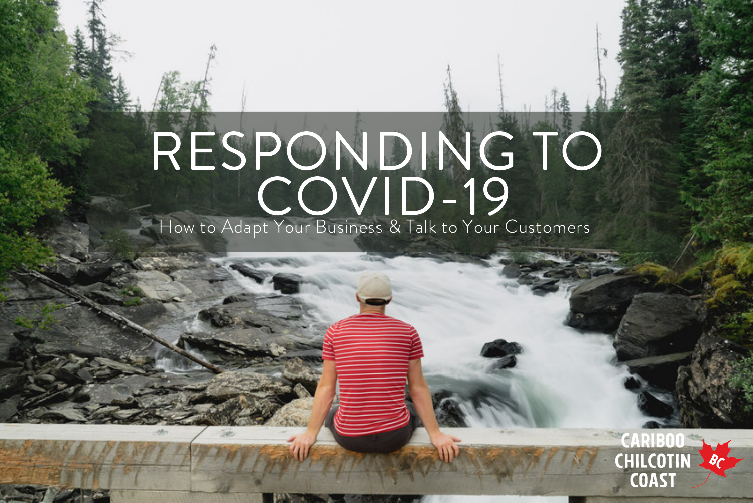# RESPONDING TO COVID-19

How to Adapt Your Business & Talk to Your Customers

CARIBOO CHILCOTIN COAST BC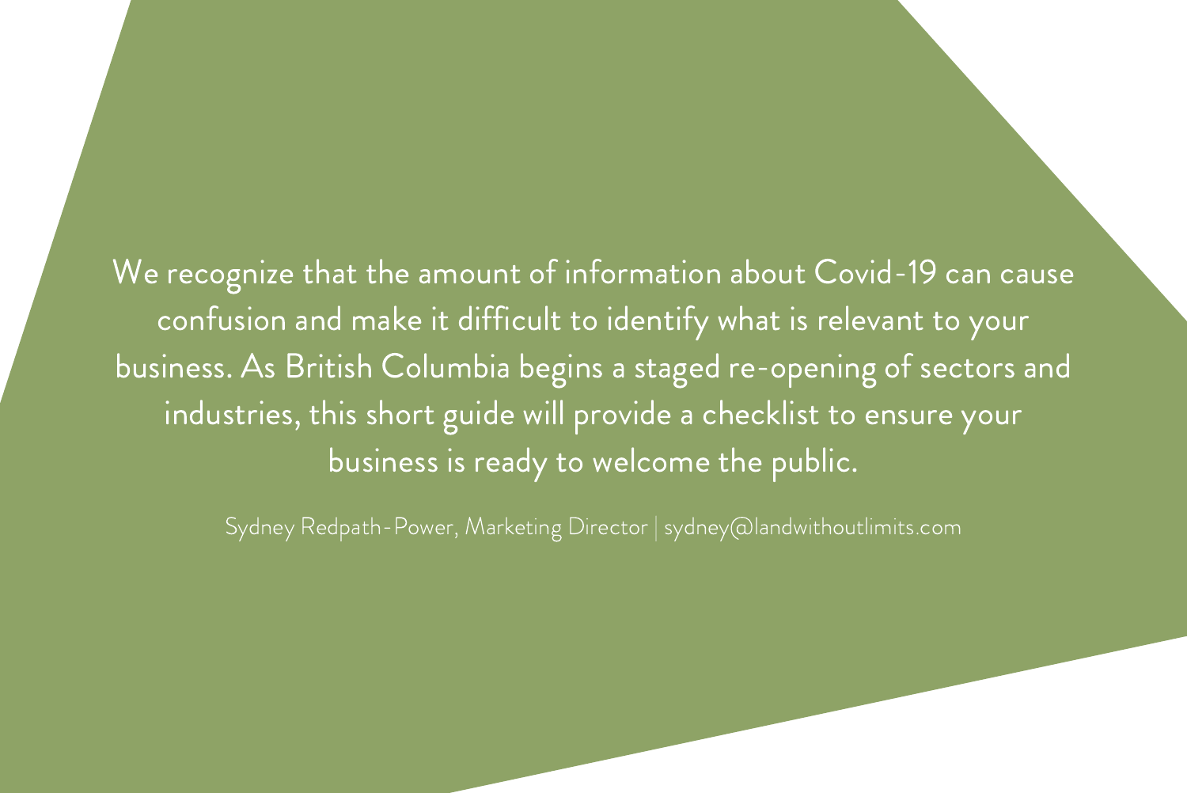We recognize that the amount of information about Covid-19 can cause confusion and make it difficult to identify what is relevant to your business. As British Columbia begins a staged re-opening of sectors and industries, this short guide will provide a checklist to ensure your business is ready to welcome the public.

Sydney Redpath-Power, Marketing Director | sydney@landwithoutlimits.com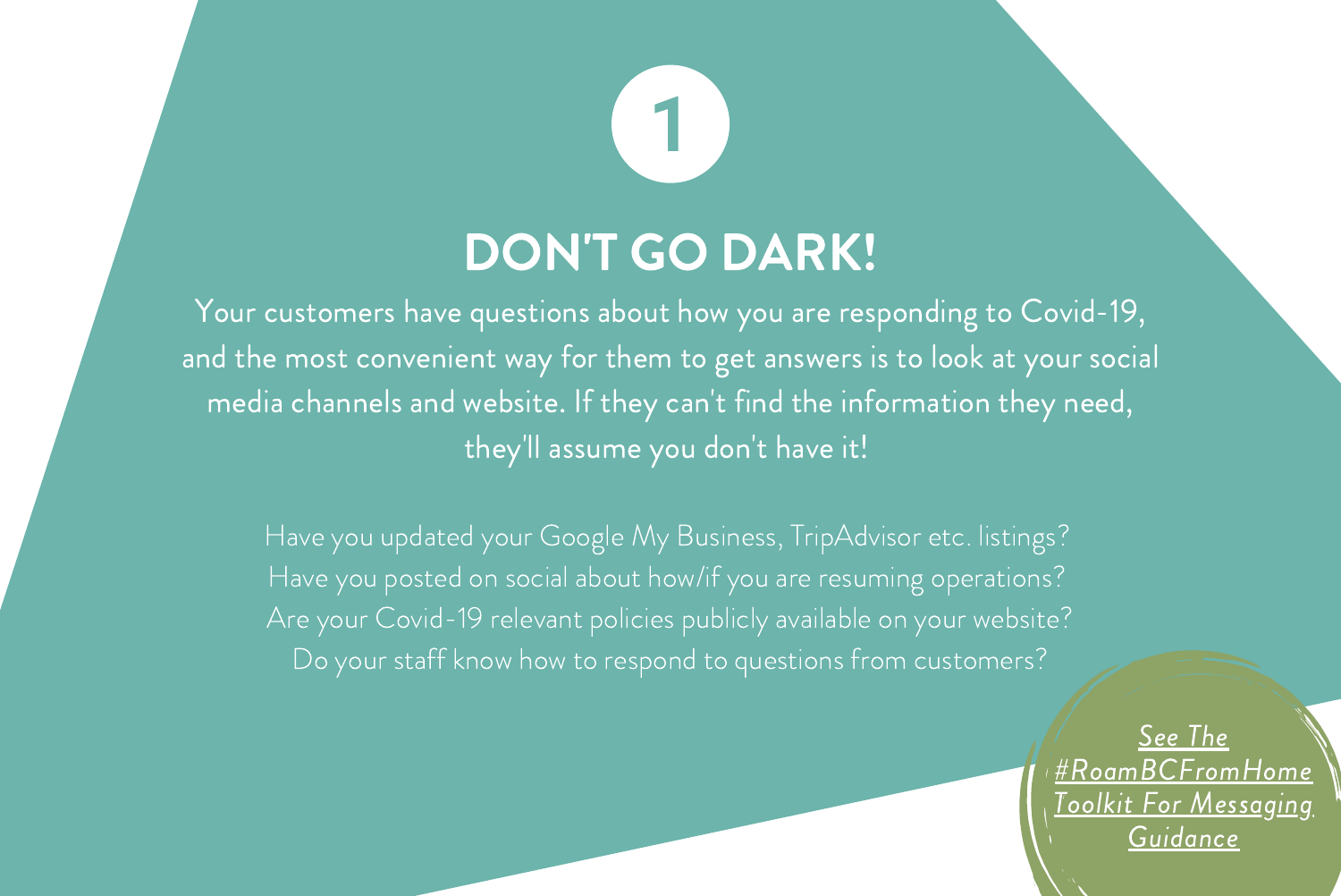1

# DON'T GO DARK!

Your customers have questions about how you are responding to Covid-19, and the most convenient way for them to get answers is to look at your social media channels and website. If they can't find the information they need, they'll assume you don't have it!

Have you updated your Google My Business, TripAdvisor etc. listings?
Have you posted on social about how/if you are resuming operations?
Are your Covid-19 relevant policies publicly available on your website?
Do your staff know how to respond to questions from customers?

*See The #RoamBCFromHome Toolkit For Messaging Guidance*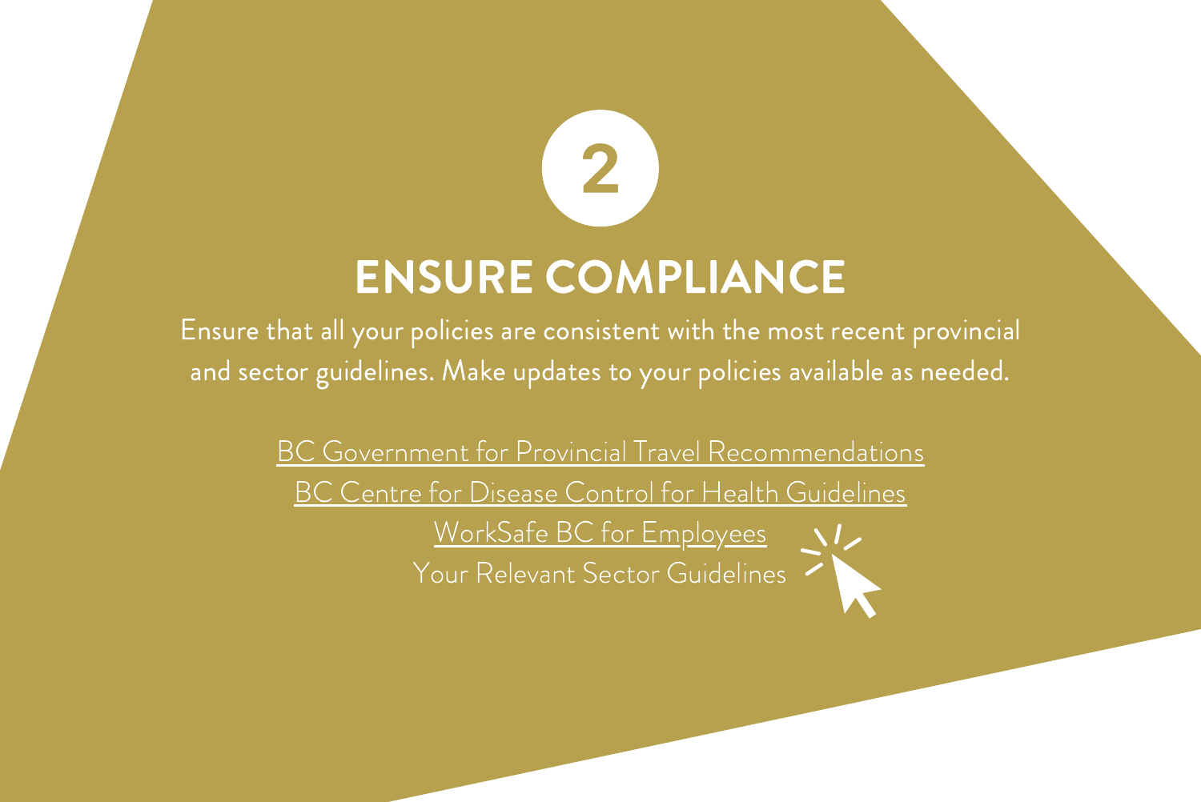2

## ENSURE COMPLIANCE

Ensure that all your policies are consistent with the most recent provincial and sector guidelines. Make updates to your policies available as needed.

BC Government for Provincial Travel Recommendations
BC Centre for Disease Control for Health Guidelines
WorkSafe BC for Employees
Your Relevant Sector Guidelines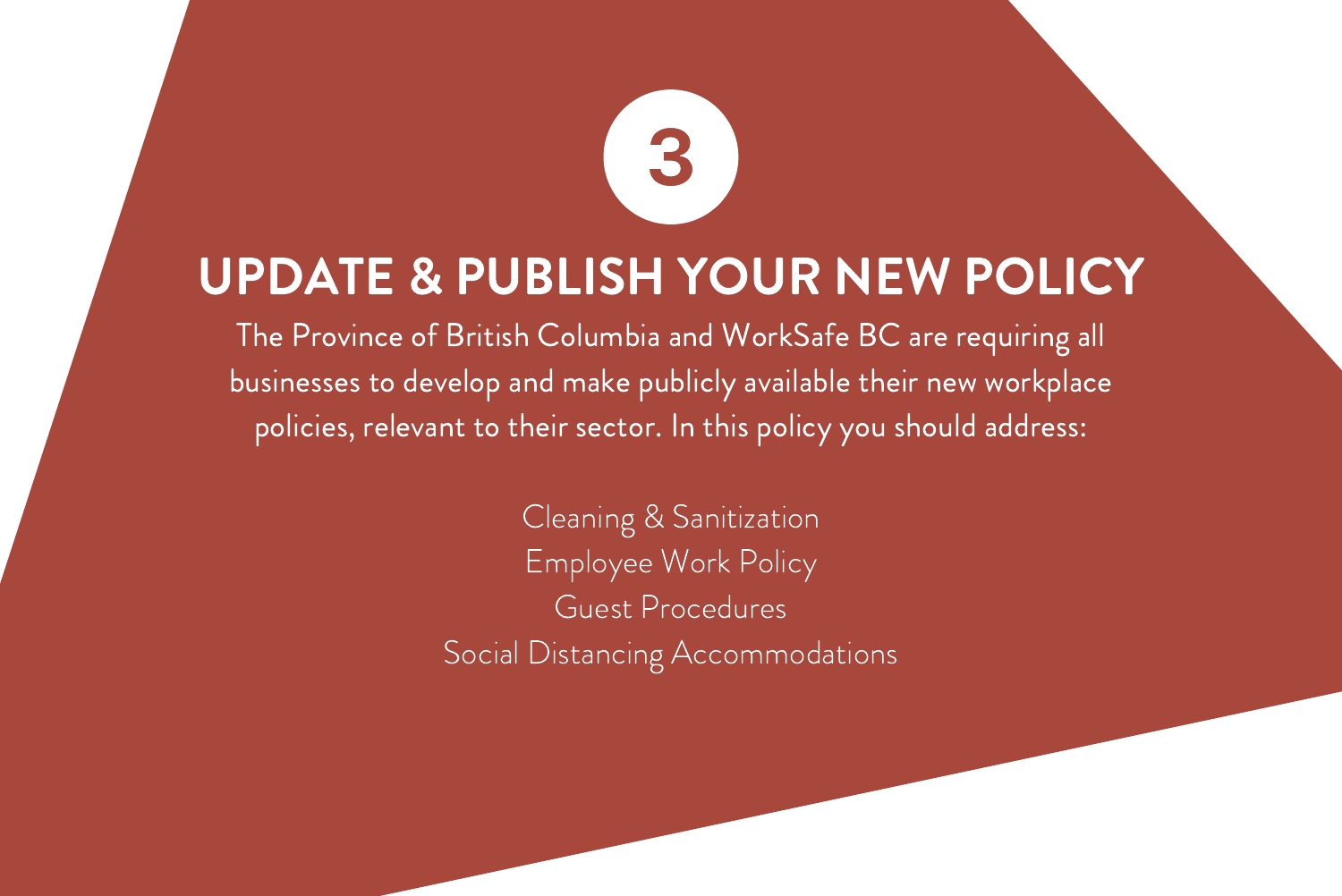3

## UPDATE & PUBLISH YOUR NEW POLICY

The Province of British Columbia and WorkSafe BC are requiring all businesses to develop and make publicly available their new workplace policies, relevant to their sector. In this policy you should address:

Cleaning & Sanitization
Employee Work Policy
Guest Procedures
Social Distancing Accommodations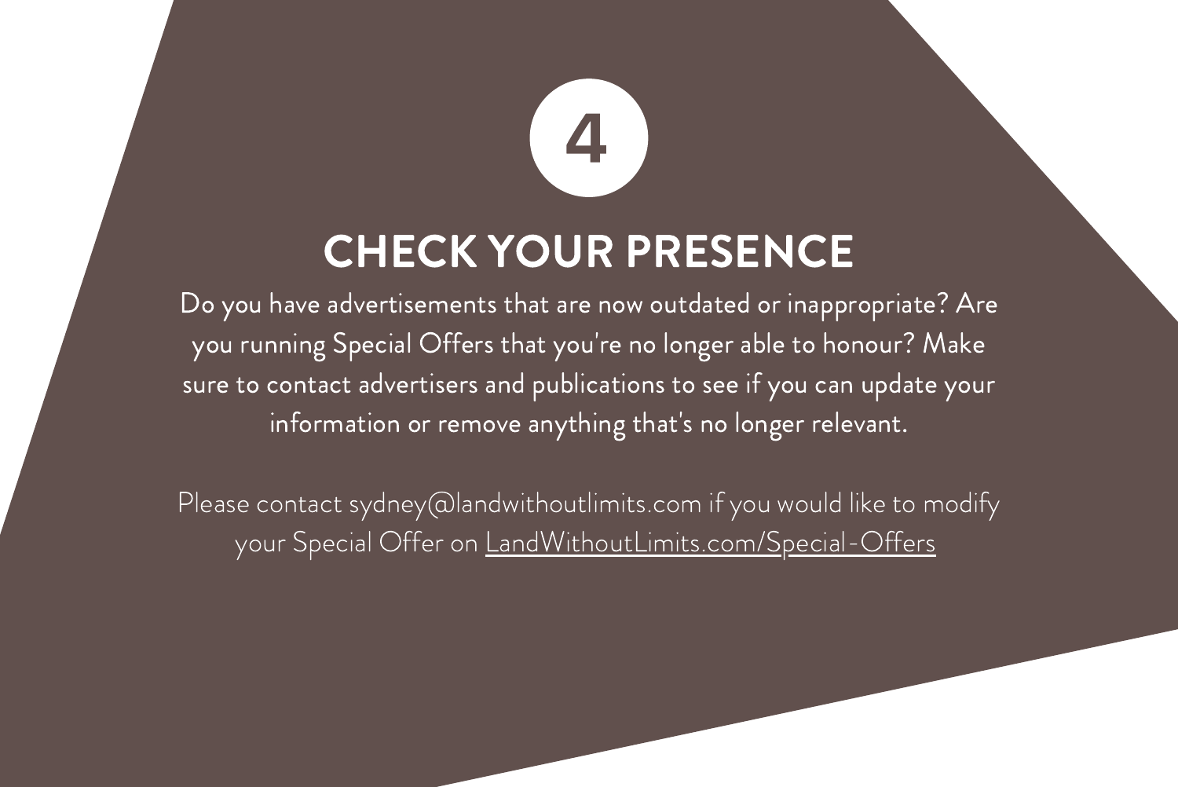4

## CHECK YOUR PRESENCE

Do you have advertisements that are now outdated or inappropriate? Are you running Special Offers that you're no longer able to honour? Make sure to contact advertisers and publications to see if you can update your information or remove anything that's no longer relevant.

Please contact sydney@landwithoutlimits.com if you would like to modify your Special Offer on LandWithoutLimits.com/Special-Offers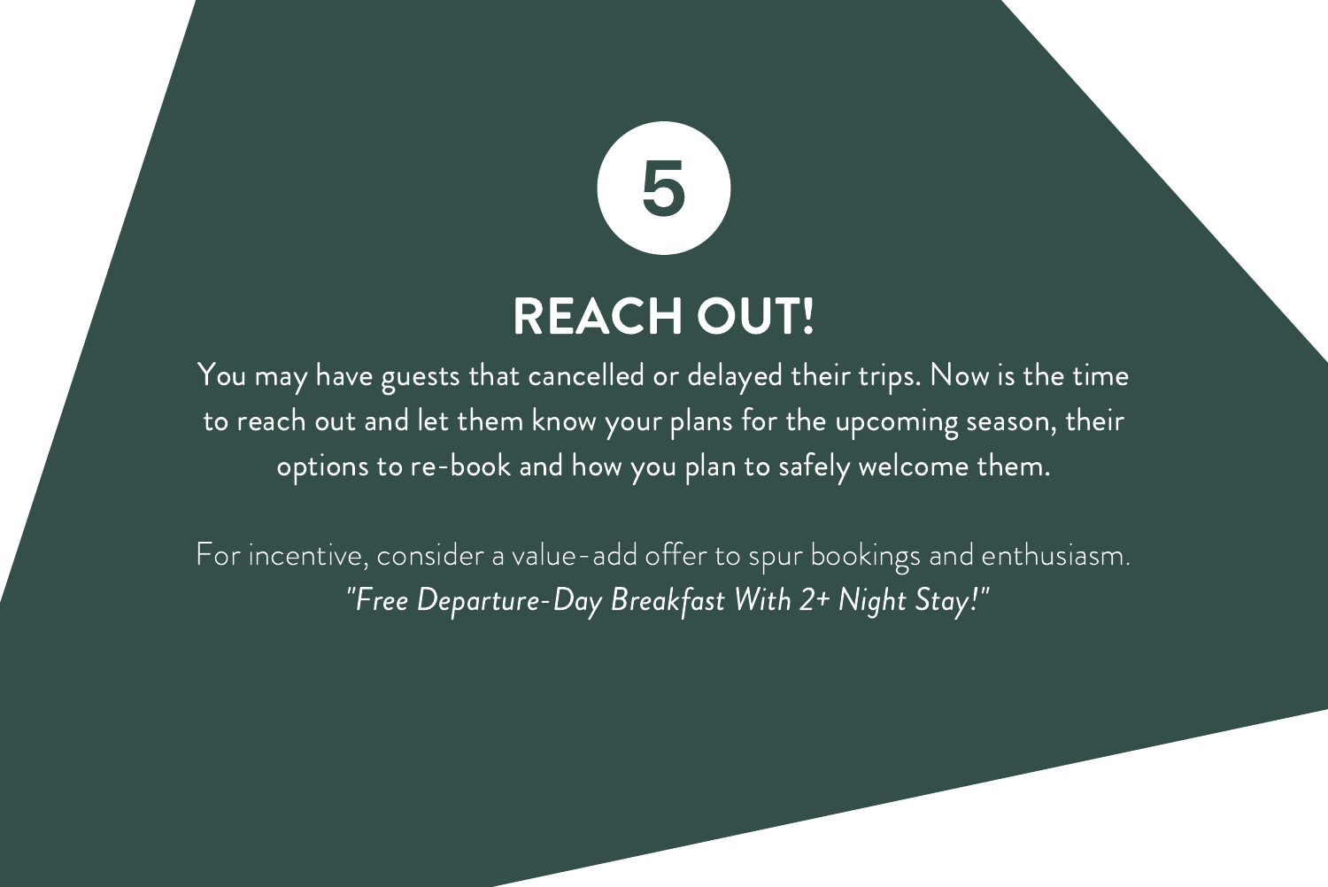5

## REACH OUT!

You may have guests that cancelled or delayed their trips. Now is the time to reach out and let them know your plans for the upcoming season, their options to re-book and how you plan to safely welcome them.

For incentive, consider a value-add offer to spur bookings and enthusiasm.
*"Free Departure-Day Breakfast With 2+ Night Stay!"*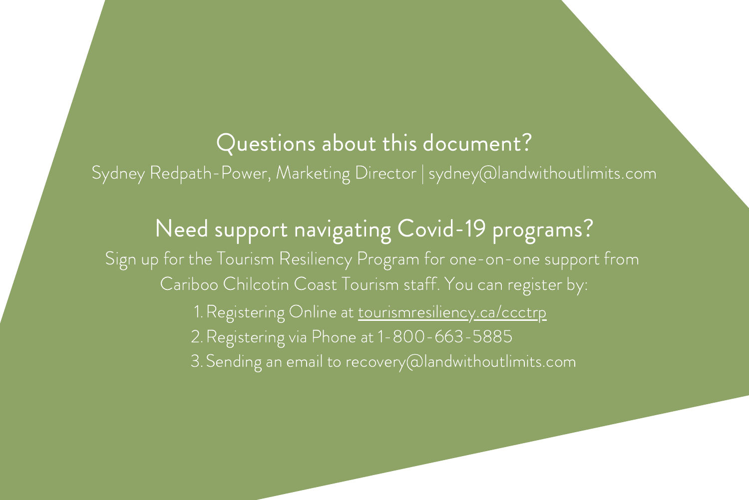## Questions about this document?

Sydney Redpath-Power, Marketing Director | sydney@landwithoutlimits.com

## Need support navigating Covid-19 programs?

Sign up for the Tourism Resiliency Program for one-on-one support from Cariboo Chilcotin Coast Tourism staff. You can register by:

1. Registering Online at tourismresiliency.ca/ccctrp
2. Registering via Phone at 1-800-663-5885
3. Sending an email to recovery@landwithoutlimits.com